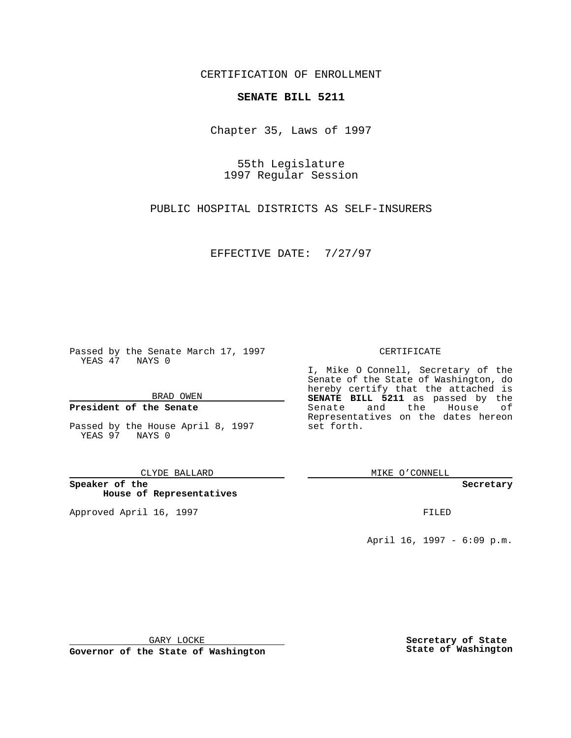CERTIFICATION OF ENROLLMENT

**SENATE BILL 5211**

Chapter 35, Laws of 1997

55th Legislature
1997 Regular Session

PUBLIC HOSPITAL DISTRICTS AS SELF-INSURERS

EFFECTIVE DATE: 7/27/97

Passed by the Senate March 17, 1997
YEAS 47 NAYS 0

BRAD OWEN

**President of the Senate**

Passed by the House April 8, 1997
YEAS 97 NAYS 0

CLYDE BALLARD

**Speaker of the House of Representatives**

Approved April 16, 1997

GARY LOCKE

**Governor of the State of Washington**

CERTIFICATE

I, Mike O Connell, Secretary of the Senate of the State of Washington, do hereby certify that the attached is **SENATE BILL 5211** as passed by the Senate and the House of Representatives on the dates hereon set forth.

MIKE O'CONNELL

**Secretary**

FILED

April 16, 1997 - 6:09 p.m.

**Secretary of State**
**State of Washington**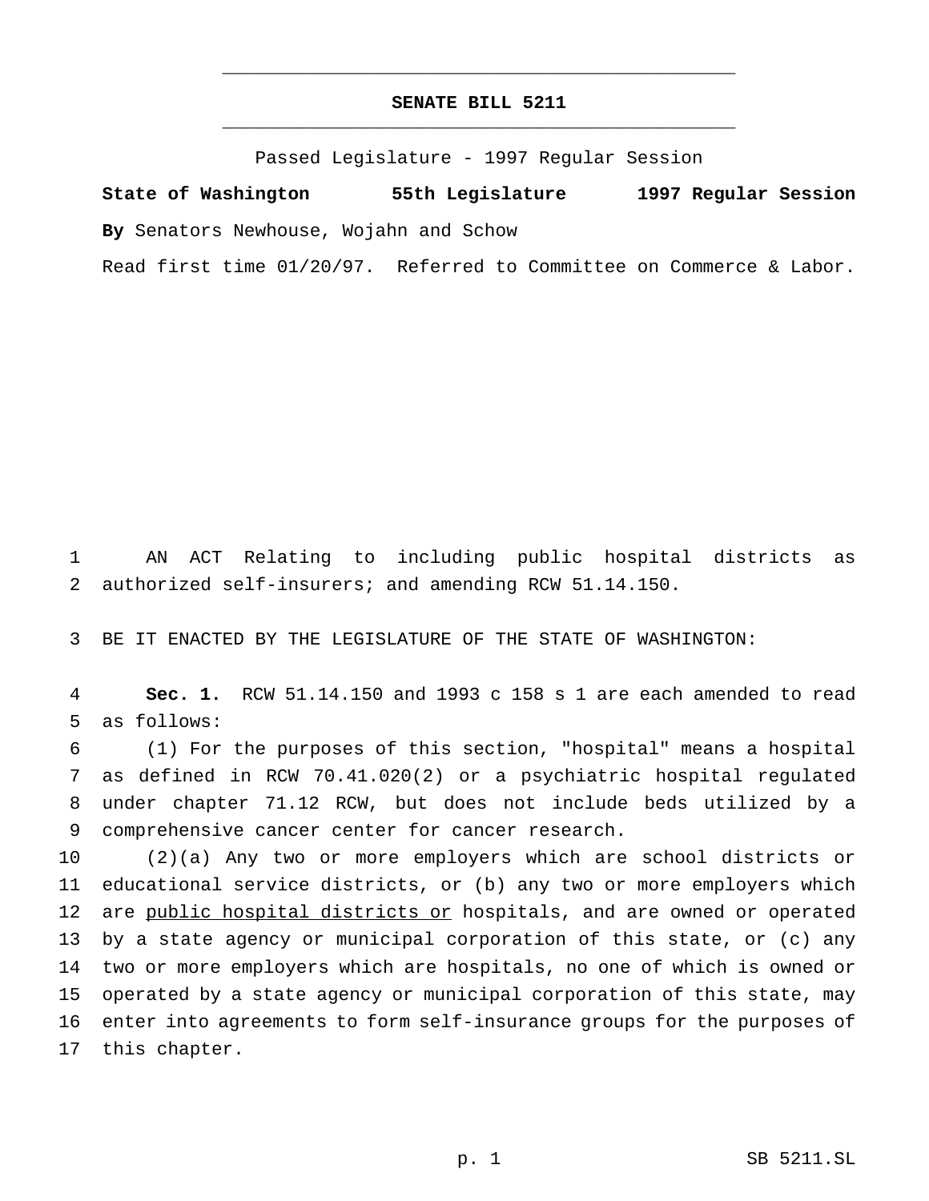# SENATE BILL 5211

Passed Legislature - 1997 Regular Session

**State of Washington 55th Legislature 1997 Regular Session**

**By** Senators Newhouse, Wojahn and Schow

Read first time 01/20/97. Referred to Committee on Commerce & Labor.

1 AN ACT Relating to including public hospital districts as
2 authorized self-insurers; and amending RCW 51.14.150.

3 BE IT ENACTED BY THE LEGISLATURE OF THE STATE OF WASHINGTON:

4 **Sec. 1.** RCW 51.14.150 and 1993 c 158 s 1 are each amended to read
5 as follows:

6 (1) For the purposes of this section, "hospital" means a hospital
7 as defined in RCW 70.41.020(2) or a psychiatric hospital regulated
8 under chapter 71.12 RCW, but does not include beds utilized by a
9 comprehensive cancer center for cancer research.

10 (2)(a) Any two or more employers which are school districts or
11 educational service districts, or (b) any two or more employers which
12 are <u>public hospital districts or</u> hospitals, and are owned or operated
13 by a state agency or municipal corporation of this state, or (c) any
14 two or more employers which are hospitals, no one of which is owned or
15 operated by a state agency or municipal corporation of this state, may
16 enter into agreements to form self-insurance groups for the purposes of
17 this chapter.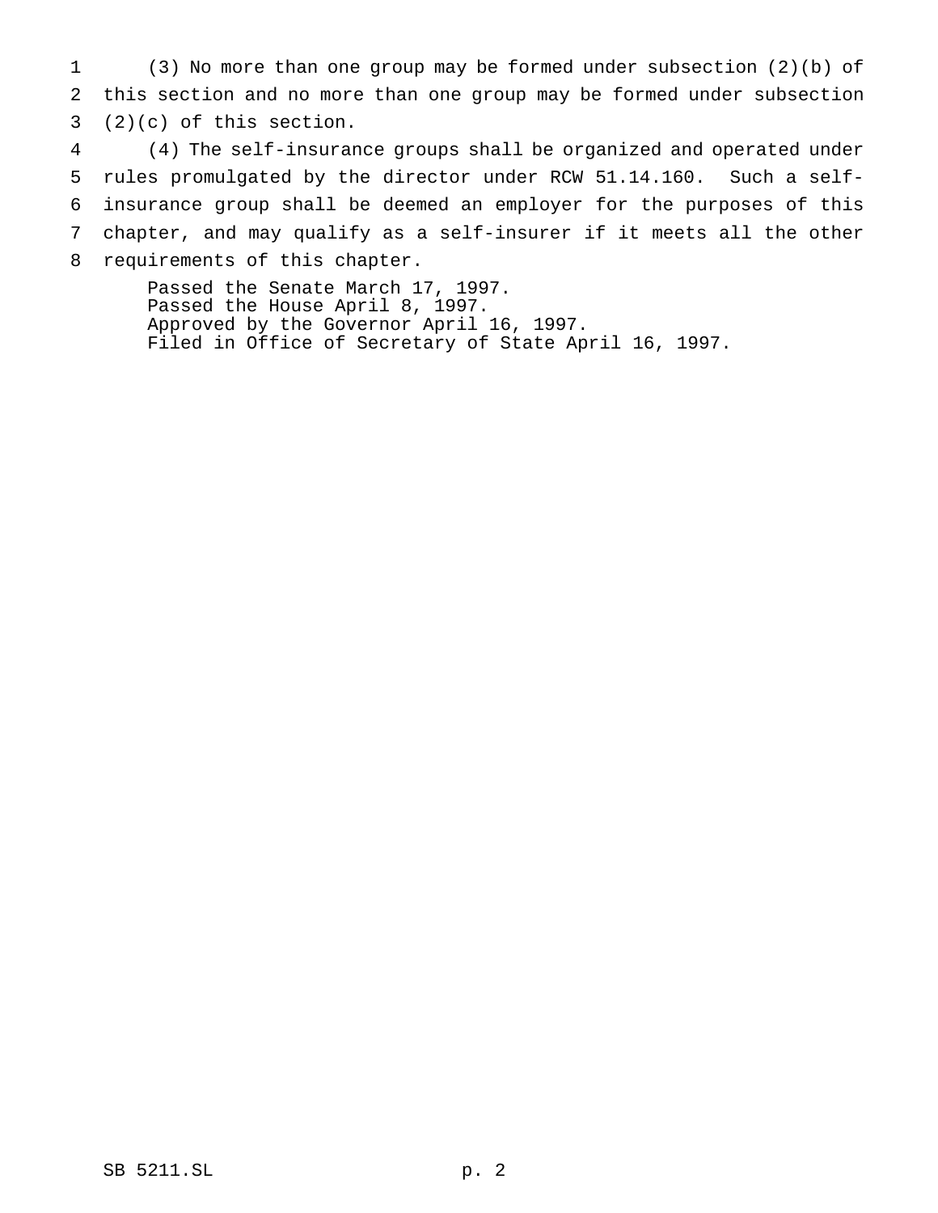(3) No more than one group may be formed under subsection (2)(b) of this section and no more than one group may be formed under subsection (2)(c) of this section.

(4) The self-insurance groups shall be organized and operated under rules promulgated by the director under RCW 51.14.160. Such a self-insurance group shall be deemed an employer for the purposes of this chapter, and may qualify as a self-insurer if it meets all the other requirements of this chapter.

Passed the Senate March 17, 1997.
Passed the House April 8, 1997.
Approved by the Governor April 16, 1997.
Filed in Office of Secretary of State April 16, 1997.